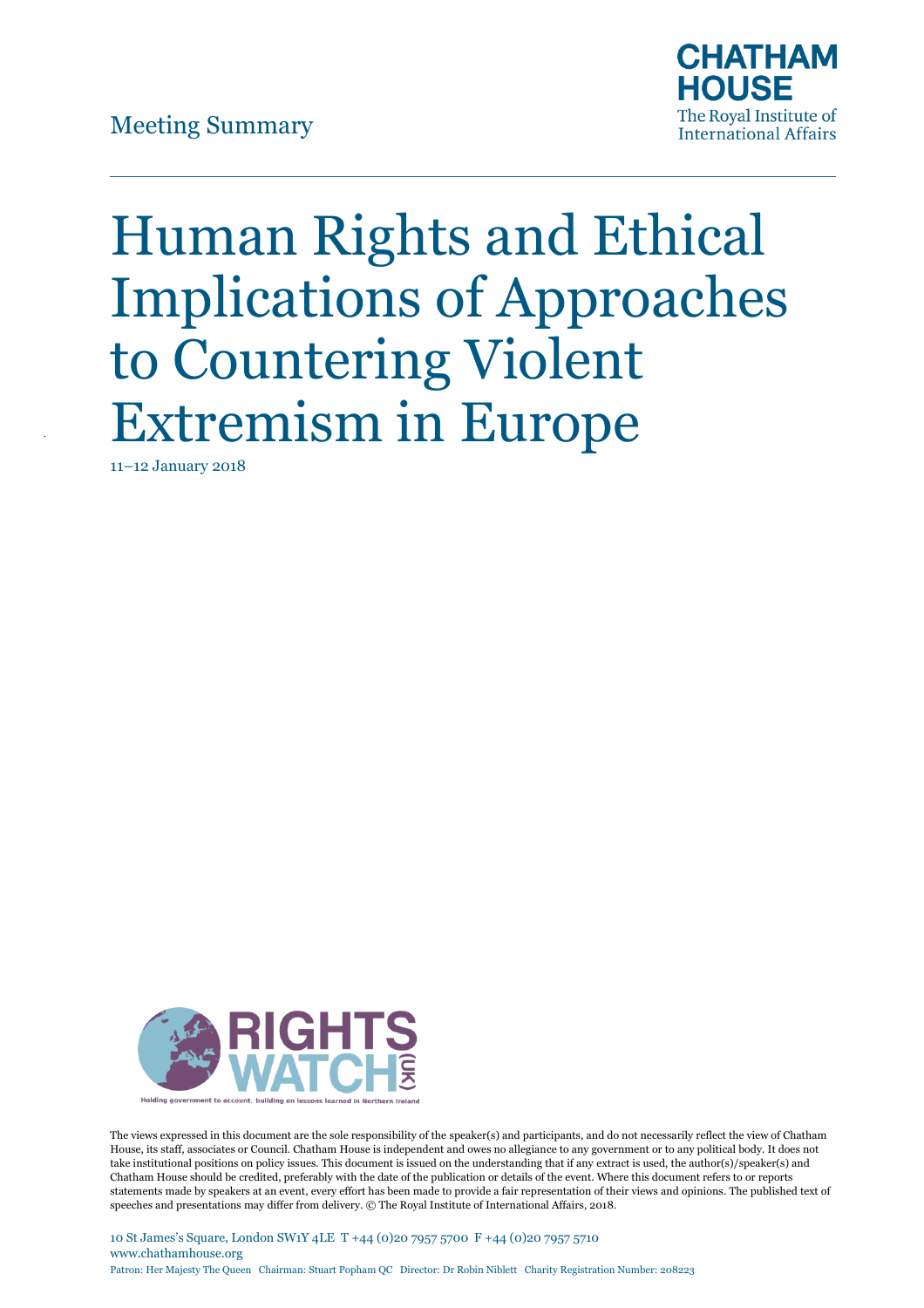Meeting Summary

CHATHAM HOUSE
The Royal Institute of International Affairs

# Human Rights and Ethical Implications of Approaches to Countering Violent Extremism in Europe

11–12 January 2018

RIGHTS WATCH (UK)

Holding government to account, building on lessons learned in Northern Ireland

The views expressed in this document are the sole responsibility of the speaker(s) and participants, and do not necessarily reflect the view of Chatham House, its staff, associates or Council. Chatham House is independent and owes no allegiance to any government or to any political body. It does not take institutional positions on policy issues. This document is issued on the understanding that if any extract is used, the author(s)/speaker(s) and Chatham House should be credited, preferably with the date of the publication or details of the event. Where this document refers to or reports statements made by speakers at an event, every effort has been made to provide a fair representation of their views and opinions. The published text of speeches and presentations may differ from delivery. © The Royal Institute of International Affairs, 2018.

10 St James's Square, London SW1Y 4LE T +44 (0)20 7957 5700 F +44 (0)20 7957 5710
www.chathamhouse.org
Patron: Her Majesty The Queen Chairman: Stuart Popham QC Director: Dr Robin Niblett Charity Registration Number: 208223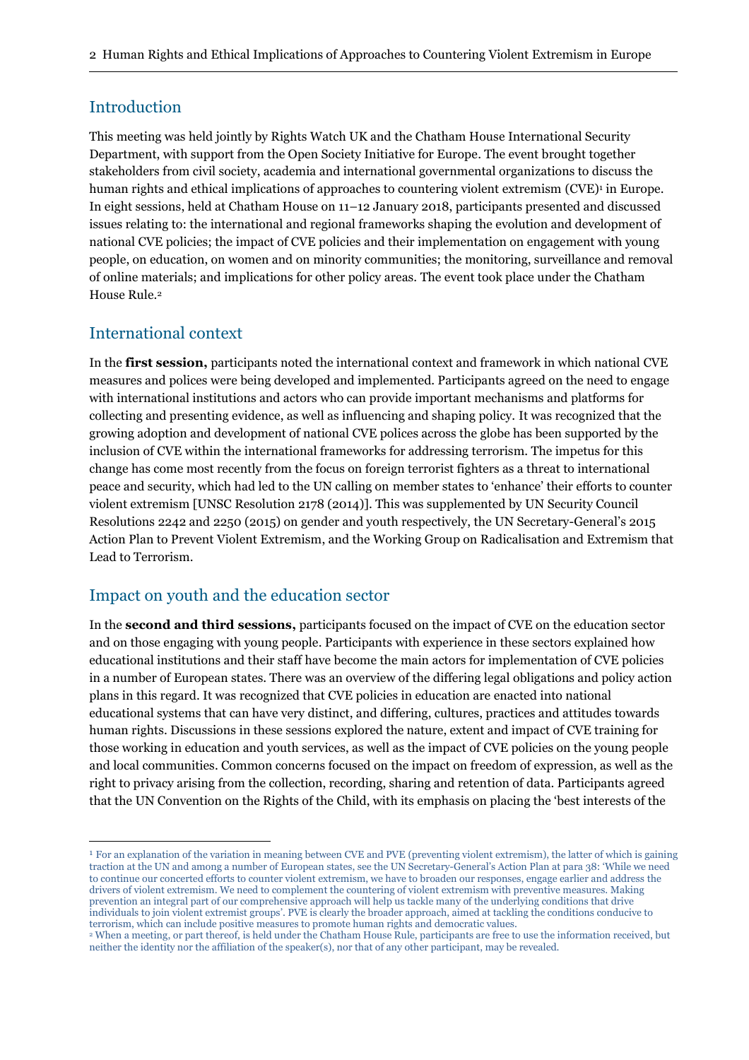## Introduction

This meeting was held jointly by Rights Watch UK and the Chatham House International Security Department, with support from the Open Society Initiative for Europe. The event brought together stakeholders from civil society, academia and international governmental organizations to discuss the human rights and ethical implications of approaches to countering violent extremism (CVE)[1] in Europe. In eight sessions, held at Chatham House on 11–12 January 2018, participants presented and discussed issues relating to: the international and regional frameworks shaping the evolution and development of national CVE policies; the impact of CVE policies and their implementation on engagement with young people, on education, on women and on minority communities; the monitoring, surveillance and removal of online materials; and implications for other policy areas. The event took place under the Chatham House Rule.[2]

## International context

In the **first session,** participants noted the international context and framework in which national CVE measures and polices were being developed and implemented. Participants agreed on the need to engage with international institutions and actors who can provide important mechanisms and platforms for collecting and presenting evidence, as well as influencing and shaping policy. It was recognized that the growing adoption and development of national CVE polices across the globe has been supported by the inclusion of CVE within the international frameworks for addressing terrorism. The impetus for this change has come most recently from the focus on foreign terrorist fighters as a threat to international peace and security, which had led to the UN calling on member states to 'enhance' their efforts to counter violent extremism [UNSC Resolution 2178 (2014)]. This was supplemented by UN Security Council Resolutions 2242 and 2250 (2015) on gender and youth respectively, the UN Secretary-General's 2015 Action Plan to Prevent Violent Extremism, and the Working Group on Radicalisation and Extremism that Lead to Terrorism.

## Impact on youth and the education sector

In the **second and third sessions,** participants focused on the impact of CVE on the education sector and on those engaging with young people. Participants with experience in these sectors explained how educational institutions and their staff have become the main actors for implementation of CVE policies in a number of European states. There was an overview of the differing legal obligations and policy action plans in this regard. It was recognized that CVE policies in education are enacted into national educational systems that can have very distinct, and differing, cultures, practices and attitudes towards human rights. Discussions in these sessions explored the nature, extent and impact of CVE training for those working in education and youth services, as well as the impact of CVE policies on the young people and local communities. Common concerns focused on the impact on freedom of expression, as well as the right to privacy arising from the collection, recording, sharing and retention of data. Participants agreed that the UN Convention on the Rights of the Child, with its emphasis on placing the 'best interests of the

---

[1] For an explanation of the variation in meaning between CVE and PVE (preventing violent extremism), the latter of which is gaining traction at the UN and among a number of European states, see the UN Secretary-General's Action Plan at para 38: 'While we need to continue our concerted efforts to counter violent extremism, we have to broaden our responses, engage earlier and address the drivers of violent extremism. We need to complement the countering of violent extremism with preventive measures. Making prevention an integral part of our comprehensive approach will help us tackle many of the underlying conditions that drive individuals to join violent extremist groups'. PVE is clearly the broader approach, aimed at tackling the conditions conducive to terrorism, which can include positive measures to promote human rights and democratic values.

[2] When a meeting, or part thereof, is held under the Chatham House Rule, participants are free to use the information received, but neither the identity nor the affiliation of the speaker(s), nor that of any other participant, may be revealed.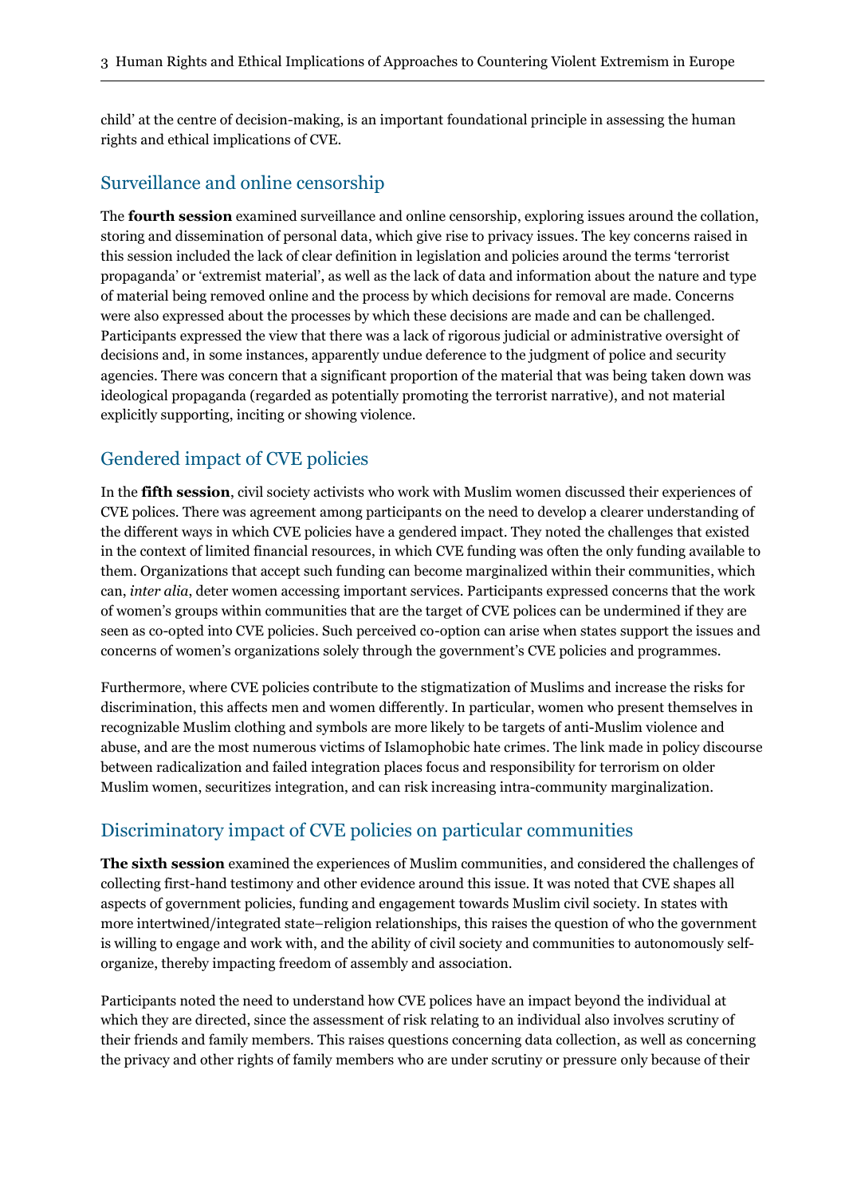child' at the centre of decision-making, is an important foundational principle in assessing the human rights and ethical implications of CVE.

## Surveillance and online censorship

The **fourth session** examined surveillance and online censorship, exploring issues around the collation, storing and dissemination of personal data, which give rise to privacy issues. The key concerns raised in this session included the lack of clear definition in legislation and policies around the terms 'terrorist propaganda' or 'extremist material', as well as the lack of data and information about the nature and type of material being removed online and the process by which decisions for removal are made. Concerns were also expressed about the processes by which these decisions are made and can be challenged. Participants expressed the view that there was a lack of rigorous judicial or administrative oversight of decisions and, in some instances, apparently undue deference to the judgment of police and security agencies. There was concern that a significant proportion of the material that was being taken down was ideological propaganda (regarded as potentially promoting the terrorist narrative), and not material explicitly supporting, inciting or showing violence.

## Gendered impact of CVE policies

In the **fifth session**, civil society activists who work with Muslim women discussed their experiences of CVE polices. There was agreement among participants on the need to develop a clearer understanding of the different ways in which CVE policies have a gendered impact. They noted the challenges that existed in the context of limited financial resources, in which CVE funding was often the only funding available to them. Organizations that accept such funding can become marginalized within their communities, which can, *inter alia*, deter women accessing important services. Participants expressed concerns that the work of women's groups within communities that are the target of CVE polices can be undermined if they are seen as co-opted into CVE policies. Such perceived co-option can arise when states support the issues and concerns of women's organizations solely through the government's CVE policies and programmes.

Furthermore, where CVE policies contribute to the stigmatization of Muslims and increase the risks for discrimination, this affects men and women differently. In particular, women who present themselves in recognizable Muslim clothing and symbols are more likely to be targets of anti-Muslim violence and abuse, and are the most numerous victims of Islamophobic hate crimes. The link made in policy discourse between radicalization and failed integration places focus and responsibility for terrorism on older Muslim women, securitizes integration, and can risk increasing intra-community marginalization.

## Discriminatory impact of CVE policies on particular communities

**The sixth session** examined the experiences of Muslim communities, and considered the challenges of collecting first-hand testimony and other evidence around this issue. It was noted that CVE shapes all aspects of government policies, funding and engagement towards Muslim civil society. In states with more intertwined/integrated state–religion relationships, this raises the question of who the government is willing to engage and work with, and the ability of civil society and communities to autonomously self-organize, thereby impacting freedom of assembly and association.

Participants noted the need to understand how CVE polices have an impact beyond the individual at which they are directed, since the assessment of risk relating to an individual also involves scrutiny of their friends and family members. This raises questions concerning data collection, as well as concerning the privacy and other rights of family members who are under scrutiny or pressure only because of their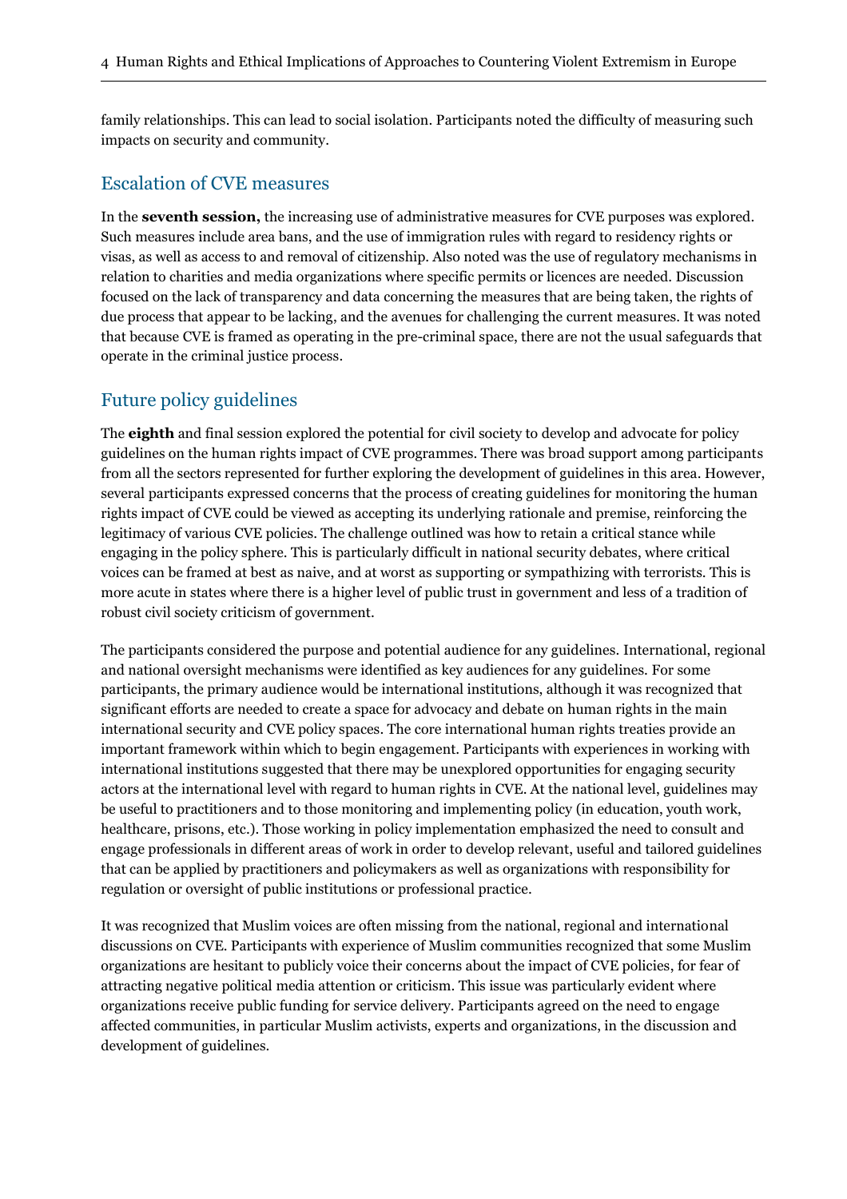family relationships. This can lead to social isolation. Participants noted the difficulty of measuring such impacts on security and community.

## Escalation of CVE measures

In the **seventh session,** the increasing use of administrative measures for CVE purposes was explored. Such measures include area bans, and the use of immigration rules with regard to residency rights or visas, as well as access to and removal of citizenship. Also noted was the use of regulatory mechanisms in relation to charities and media organizations where specific permits or licences are needed. Discussion focused on the lack of transparency and data concerning the measures that are being taken, the rights of due process that appear to be lacking, and the avenues for challenging the current measures. It was noted that because CVE is framed as operating in the pre-criminal space, there are not the usual safeguards that operate in the criminal justice process.

## Future policy guidelines

The **eighth** and final session explored the potential for civil society to develop and advocate for policy guidelines on the human rights impact of CVE programmes. There was broad support among participants from all the sectors represented for further exploring the development of guidelines in this area. However, several participants expressed concerns that the process of creating guidelines for monitoring the human rights impact of CVE could be viewed as accepting its underlying rationale and premise, reinforcing the legitimacy of various CVE policies. The challenge outlined was how to retain a critical stance while engaging in the policy sphere. This is particularly difficult in national security debates, where critical voices can be framed at best as naive, and at worst as supporting or sympathizing with terrorists. This is more acute in states where there is a higher level of public trust in government and less of a tradition of robust civil society criticism of government.

The participants considered the purpose and potential audience for any guidelines. International, regional and national oversight mechanisms were identified as key audiences for any guidelines. For some participants, the primary audience would be international institutions, although it was recognized that significant efforts are needed to create a space for advocacy and debate on human rights in the main international security and CVE policy spaces. The core international human rights treaties provide an important framework within which to begin engagement. Participants with experiences in working with international institutions suggested that there may be unexplored opportunities for engaging security actors at the international level with regard to human rights in CVE. At the national level, guidelines may be useful to practitioners and to those monitoring and implementing policy (in education, youth work, healthcare, prisons, etc.). Those working in policy implementation emphasized the need to consult and engage professionals in different areas of work in order to develop relevant, useful and tailored guidelines that can be applied by practitioners and policymakers as well as organizations with responsibility for regulation or oversight of public institutions or professional practice.

It was recognized that Muslim voices are often missing from the national, regional and international discussions on CVE. Participants with experience of Muslim communities recognized that some Muslim organizations are hesitant to publicly voice their concerns about the impact of CVE policies, for fear of attracting negative political media attention or criticism. This issue was particularly evident where organizations receive public funding for service delivery. Participants agreed on the need to engage affected communities, in particular Muslim activists, experts and organizations, in the discussion and development of guidelines.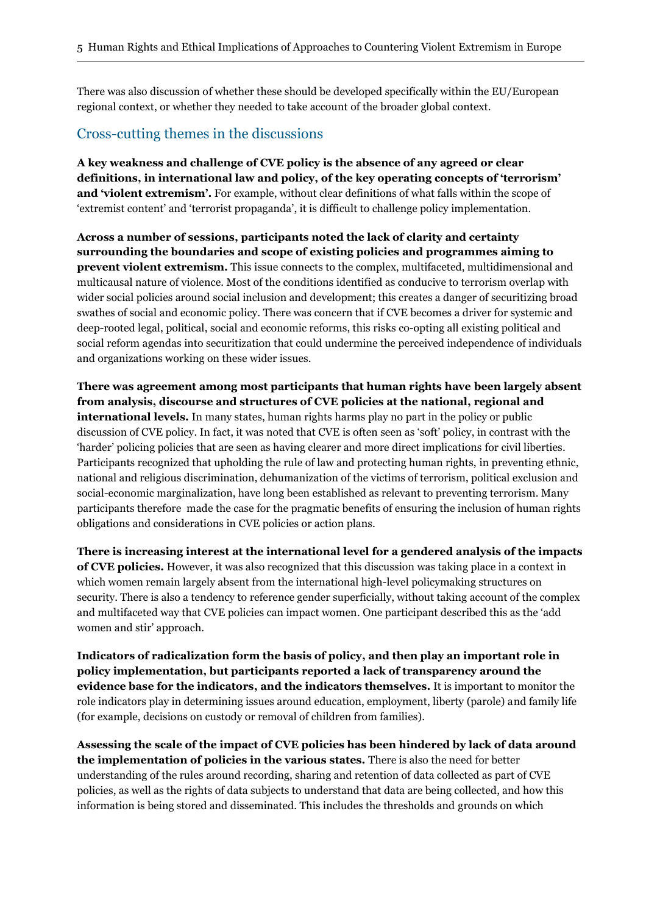There was also discussion of whether these should be developed specifically within the EU/European regional context, or whether they needed to take account of the broader global context.

## Cross-cutting themes in the discussions

**A key weakness and challenge of CVE policy is the absence of any agreed or clear definitions, in international law and policy, of the key operating concepts of 'terrorism' and 'violent extremism'.** For example, without clear definitions of what falls within the scope of 'extremist content' and 'terrorist propaganda', it is difficult to challenge policy implementation.

**Across a number of sessions, participants noted the lack of clarity and certainty surrounding the boundaries and scope of existing policies and programmes aiming to prevent violent extremism.** This issue connects to the complex, multifaceted, multidimensional and multicausal nature of violence. Most of the conditions identified as conducive to terrorism overlap with wider social policies around social inclusion and development; this creates a danger of securitizing broad swathes of social and economic policy. There was concern that if CVE becomes a driver for systemic and deep-rooted legal, political, social and economic reforms, this risks co-opting all existing political and social reform agendas into securitization that could undermine the perceived independence of individuals and organizations working on these wider issues.

**There was agreement among most participants that human rights have been largely absent from analysis, discourse and structures of CVE policies at the national, regional and international levels.** In many states, human rights harms play no part in the policy or public discussion of CVE policy. In fact, it was noted that CVE is often seen as 'soft' policy, in contrast with the 'harder' policing policies that are seen as having clearer and more direct implications for civil liberties. Participants recognized that upholding the rule of law and protecting human rights, in preventing ethnic, national and religious discrimination, dehumanization of the victims of terrorism, political exclusion and social-economic marginalization, have long been established as relevant to preventing terrorism. Many participants therefore made the case for the pragmatic benefits of ensuring the inclusion of human rights obligations and considerations in CVE policies or action plans.

**There is increasing interest at the international level for a gendered analysis of the impacts of CVE policies.** However, it was also recognized that this discussion was taking place in a context in which women remain largely absent from the international high-level policymaking structures on security. There is also a tendency to reference gender superficially, without taking account of the complex and multifaceted way that CVE policies can impact women. One participant described this as the 'add women and stir' approach.

**Indicators of radicalization form the basis of policy, and then play an important role in policy implementation, but participants reported a lack of transparency around the evidence base for the indicators, and the indicators themselves.** It is important to monitor the role indicators play in determining issues around education, employment, liberty (parole) and family life (for example, decisions on custody or removal of children from families).

**Assessing the scale of the impact of CVE policies has been hindered by lack of data around the implementation of policies in the various states.** There is also the need for better understanding of the rules around recording, sharing and retention of data collected as part of CVE policies, as well as the rights of data subjects to understand that data are being collected, and how this information is being stored and disseminated. This includes the thresholds and grounds on which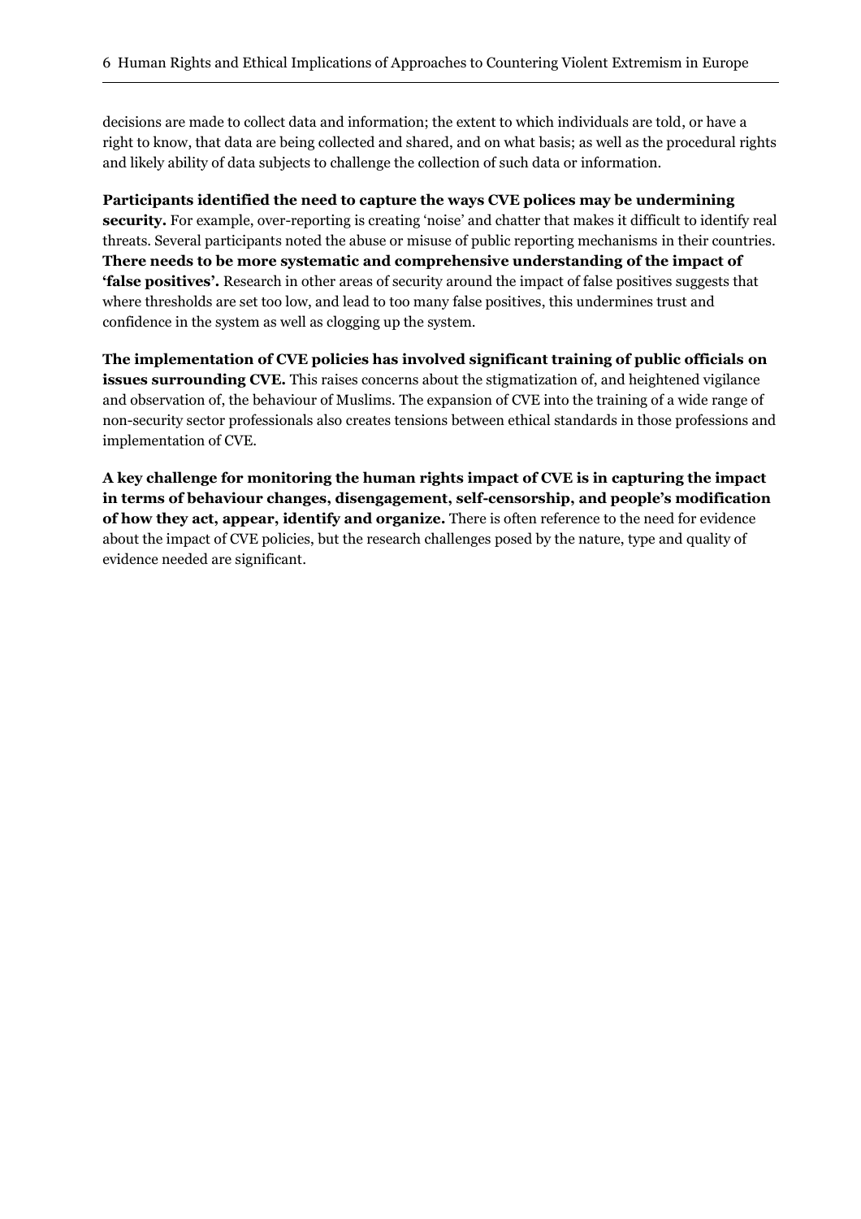decisions are made to collect data and information; the extent to which individuals are told, or have a right to know, that data are being collected and shared, and on what basis; as well as the procedural rights and likely ability of data subjects to challenge the collection of such data or information.

**Participants identified the need to capture the ways CVE polices may be undermining security.** For example, over-reporting is creating 'noise' and chatter that makes it difficult to identify real threats. Several participants noted the abuse or misuse of public reporting mechanisms in their countries. **There needs to be more systematic and comprehensive understanding of the impact of 'false positives'.** Research in other areas of security around the impact of false positives suggests that where thresholds are set too low, and lead to too many false positives, this undermines trust and confidence in the system as well as clogging up the system.

**The implementation of CVE policies has involved significant training of public officials on issues surrounding CVE.** This raises concerns about the stigmatization of, and heightened vigilance and observation of, the behaviour of Muslims. The expansion of CVE into the training of a wide range of non-security sector professionals also creates tensions between ethical standards in those professions and implementation of CVE.

**A key challenge for monitoring the human rights impact of CVE is in capturing the impact in terms of behaviour changes, disengagement, self-censorship, and people's modification of how they act, appear, identify and organize.** There is often reference to the need for evidence about the impact of CVE policies, but the research challenges posed by the nature, type and quality of evidence needed are significant.